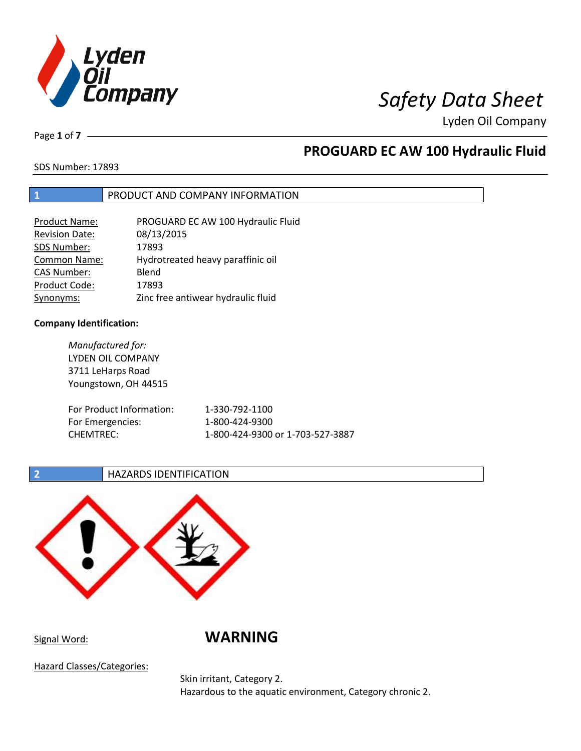# Safety Data Sheet

Lyden Oil Company

## PROGUARD EC AW 100 Hydraulic Fluid

SDS Number: 17893

## 1 PRODUCT AND COMPANY INFORMATION

| | |
|---|---|
| Product Name: | PROGUARD EC AW 100 Hydraulic Fluid |
| Revision Date: | 08/13/2015 |
| SDS Number: | 17893 |
| Common Name: | Hydrotreated heavy paraffinic oil |
| CAS Number: | Blend |
| Product Code: | 17893 |
| Synonyms: | Zinc free antiwear hydraulic fluid |

**Company Identification:**

*Manufactured for:*
LYDEN OIL COMPANY
3711 LeHarps Road
Youngstown, OH 44515

| | |
|---|---|
| For Product Information: | 1-330-792-1100 |
| For Emergencies: | 1-800-424-9300 |
| CHEMTREC: | 1-800-424-9300 or 1-703-527-3887 |

## 2 HAZARDS IDENTIFICATION

Signal Word: **WARNING**

Hazard Classes/Categories:

Skin irritant, Category 2.
Hazardous to the aquatic environment, Category chronic 2.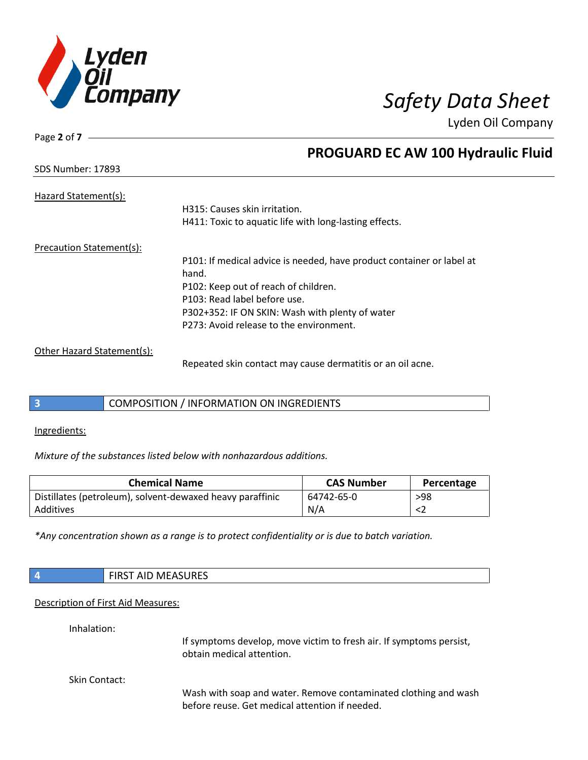## PROGUARD EC AW 100 Hydraulic Fluid

SDS Number: 17893

Hazard Statement(s):

H315: Causes skin irritation.
H411: Toxic to aquatic life with long-lasting effects.

Precaution Statement(s):

P101: If medical advice is needed, have product container or label at hand.
P102: Keep out of reach of children.
P103: Read label before use.
P302+352: IF ON SKIN: Wash with plenty of water
P273: Avoid release to the environment.

Other Hazard Statement(s):

Repeated skin contact may cause dermatitis or an oil acne.

## 3 COMPOSITION / INFORMATION ON INGREDIENTS

Ingredients:

*Mixture of the substances listed below with nonhazardous additions.*

| Chemical Name | CAS Number | Percentage |
|---|---|---|
| Distillates (petroleum), solvent-dewaxed heavy paraffinic | 64742-65-0 | >98 |
| Additives | N/A | <2 |

*\*Any concentration shown as a range is to protect confidentiality or is due to batch variation.*

## 4 FIRST AID MEASURES

Description of First Aid Measures:

Inhalation:

If symptoms develop, move victim to fresh air. If symptoms persist, obtain medical attention.

Skin Contact:

Wash with soap and water. Remove contaminated clothing and wash before reuse. Get medical attention if needed.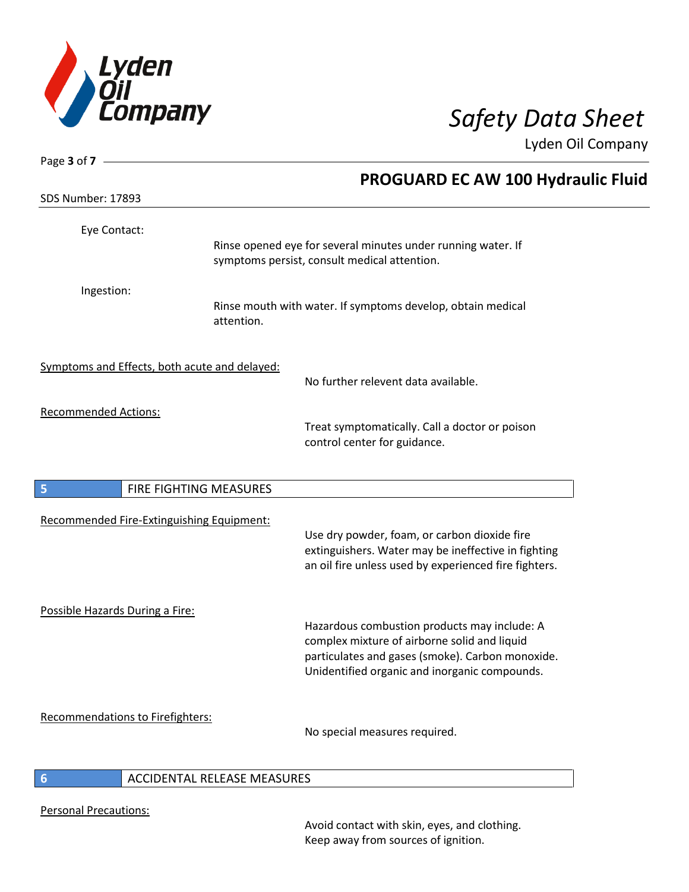Eye Contact:

Rinse opened eye for several minutes under running water. If symptoms persist, consult medical attention.

Ingestion:

Rinse mouth with water. If symptoms develop, obtain medical attention.

Symptoms and Effects, both acute and delayed:

No further relevent data available.

Recommended Actions:

Treat symptomatically. Call a doctor or poison control center for guidance.

## 5 FIRE FIGHTING MEASURES

Recommended Fire-Extinguishing Equipment:

Use dry powder, foam, or carbon dioxide fire extinguishers. Water may be ineffective in fighting an oil fire unless used by experienced fire fighters.

Possible Hazards During a Fire:

Hazardous combustion products may include: A complex mixture of airborne solid and liquid particulates and gases (smoke). Carbon monoxide. Unidentified organic and inorganic compounds.

Recommendations to Firefighters:

No special measures required.

## 6 ACCIDENTAL RELEASE MEASURES

Personal Precautions:

Avoid contact with skin, eyes, and clothing. Keep away from sources of ignition.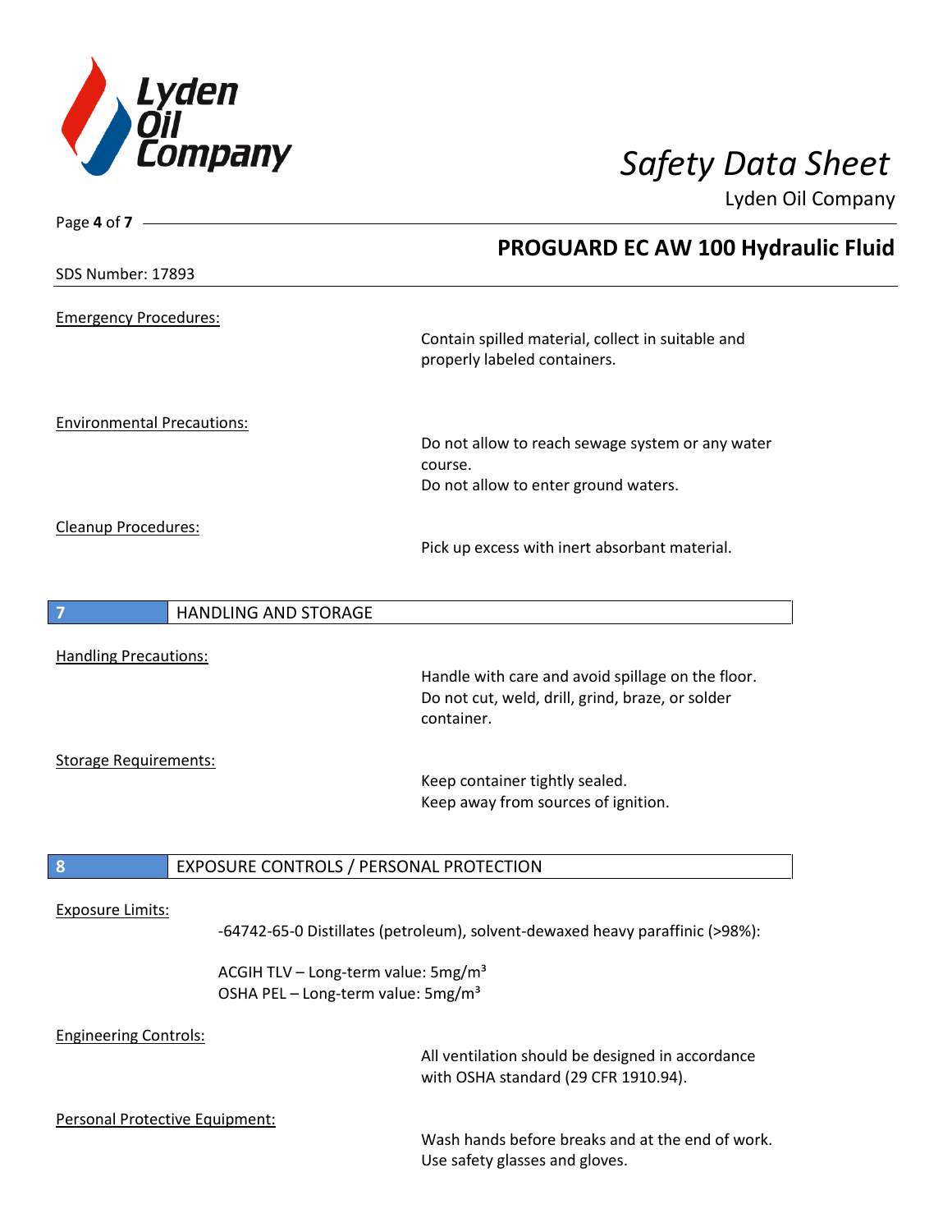**Emergency Procedures:**

Contain spilled material, collect in suitable and properly labeled containers.

**Environmental Precautions:**

Do not allow to reach sewage system or any water course.
Do not allow to enter ground waters.

**Cleanup Procedures:**

Pick up excess with inert absorbant material.

## 7 HANDLING AND STORAGE

**Handling Precautions:**

Handle with care and avoid spillage on the floor.
Do not cut, weld, drill, grind, braze, or solder container.

**Storage Requirements:**

Keep container tightly sealed.
Keep away from sources of ignition.

## 8 EXPOSURE CONTROLS / PERSONAL PROTECTION

**Exposure Limits:**

-64742-65-0 Distillates (petroleum), solvent-dewaxed heavy paraffinic (>98%):

ACGIH TLV – Long-term value: 5mg/m³
OSHA PEL – Long-term value: 5mg/m³

**Engineering Controls:**

All ventilation should be designed in accordance with OSHA standard (29 CFR 1910.94).

**Personal Protective Equipment:**

Wash hands before breaks and at the end of work.
Use safety glasses and gloves.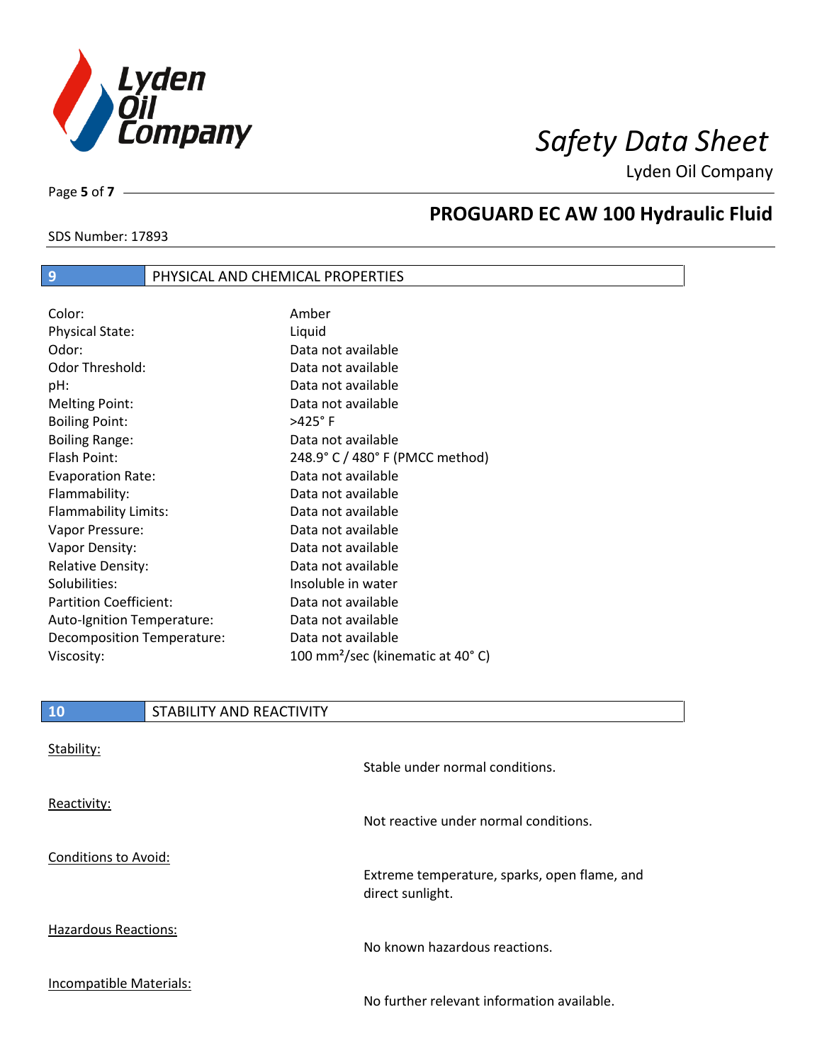## 9 PHYSICAL AND CHEMICAL PROPERTIES

| | |
|---|---|
| Color: | Amber |
| Physical State: | Liquid |
| Odor: | Data not available |
| Odor Threshold: | Data not available |
| pH: | Data not available |
| Melting Point: | Data not available |
| Boiling Point: | >425° F |
| Boiling Range: | Data not available |
| Flash Point: | 248.9° C / 480° F (PMCC method) |
| Evaporation Rate: | Data not available |
| Flammability: | Data not available |
| Flammability Limits: | Data not available |
| Vapor Pressure: | Data not available |
| Vapor Density: | Data not available |
| Relative Density: | Data not available |
| Solubilities: | Insoluble in water |
| Partition Coefficient: | Data not available |
| Auto-Ignition Temperature: | Data not available |
| Decomposition Temperature: | Data not available |
| Viscosity: | 100 $mm^2$/sec (kinematic at 40° C) |

## 10 STABILITY AND REACTIVITY

Stability:

Stable under normal conditions.

Reactivity:

Not reactive under normal conditions.

Conditions to Avoid:

Extreme temperature, sparks, open flame, and direct sunlight.

Hazardous Reactions:

No known hazardous reactions.

Incompatible Materials:

No further relevant information available.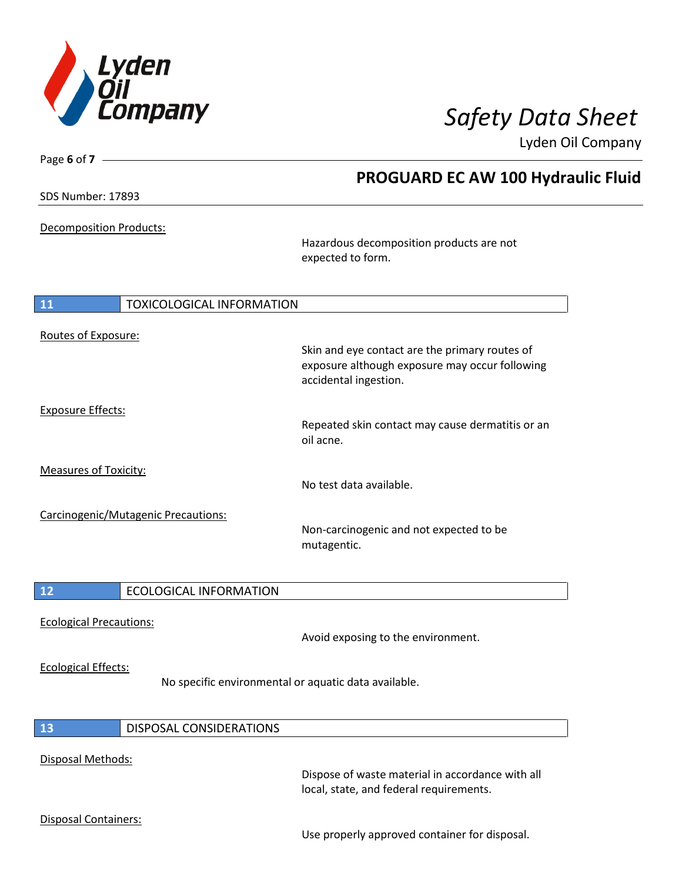SDS Number: 17893

## PROGUARD EC AW 100 Hydraulic Fluid

Decomposition Products:

Hazardous decomposition products are not expected to form.

## 11 TOXICOLOGICAL INFORMATION

Routes of Exposure:

Skin and eye contact are the primary routes of exposure although exposure may occur following accidental ingestion.

Exposure Effects:

Repeated skin contact may cause dermatitis or an oil acne.

Measures of Toxicity:

No test data available.

Carcinogenic/Mutagenic Precautions:

Non-carcinogenic and not expected to be mutagentic.

## 12 ECOLOGICAL INFORMATION

Ecological Precautions:

Avoid exposing to the environment.

Ecological Effects:

No specific environmental or aquatic data available.

## 13 DISPOSAL CONSIDERATIONS

Disposal Methods:

Dispose of waste material in accordance with all local, state, and federal requirements.

Disposal Containers:

Use properly approved container for disposal.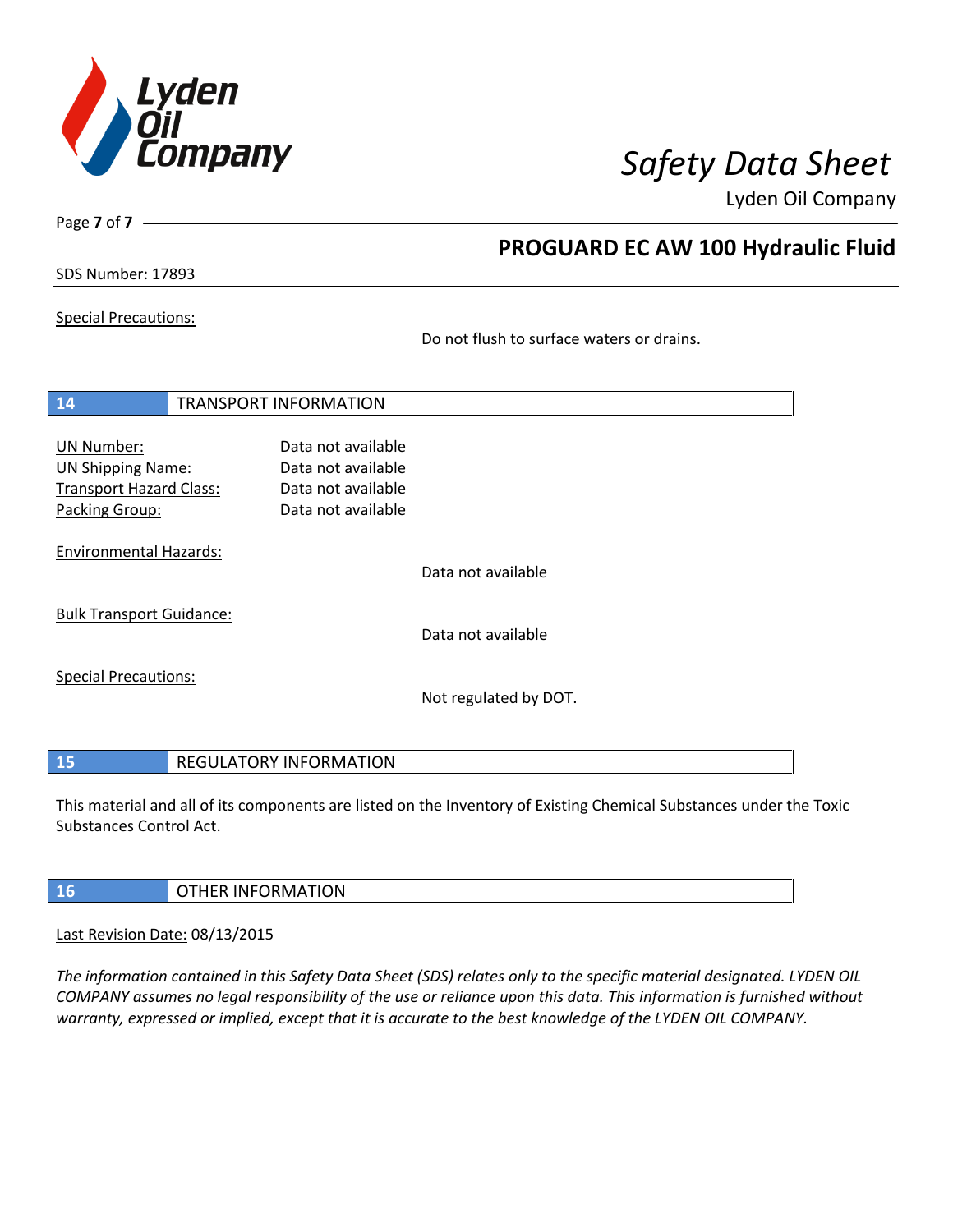Special Precautions:

Do not flush to surface waters or drains.

## 14 TRANSPORT INFORMATION

| | |
|---|---|
| UN Number: | Data not available |
| UN Shipping Name: | Data not available |
| Transport Hazard Class: | Data not available |
| Packing Group: | Data not available |

Environmental Hazards:

Data not available

Bulk Transport Guidance:

Data not available

Special Precautions:

Not regulated by DOT.

## 15 REGULATORY INFORMATION

This material and all of its components are listed on the Inventory of Existing Chemical Substances under the Toxic Substances Control Act.

## 16 OTHER INFORMATION

Last Revision Date: 08/13/2015

*The information contained in this Safety Data Sheet (SDS) relates only to the specific material designated. LYDEN OIL COMPANY assumes no legal responsibility of the use or reliance upon this data. This information is furnished without warranty, expressed or implied, except that it is accurate to the best knowledge of the LYDEN OIL COMPANY.*